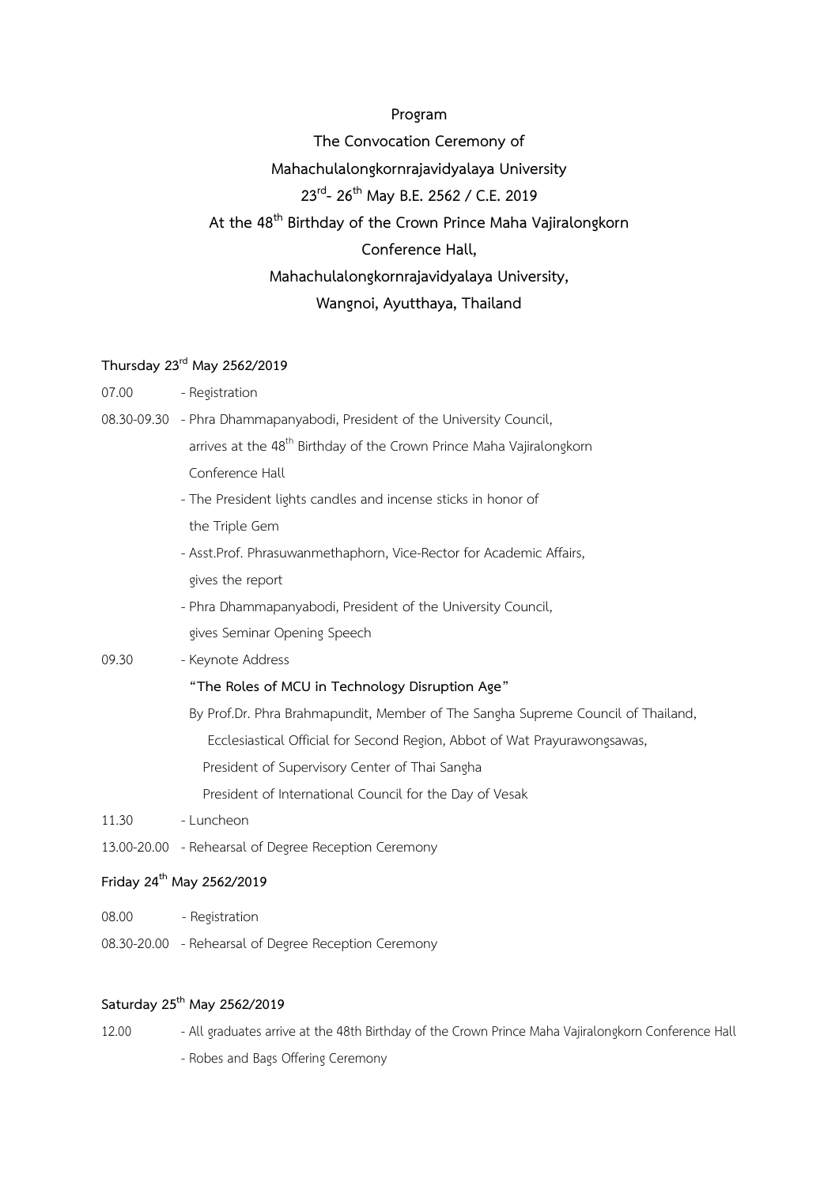**Program**

**The Convocation Ceremony of**

**Mahachulalongkornrajavidyalaya University**

**23rd- 26th May B.E. 2562 / C.E. 2019**

**At the 48th Birthday of the Crown Prince Maha Vajiralongkorn**

**Conference Hall,**

**Mahachulalongkornrajavidyalaya University,**

**Wangnoi, Ayutthaya, Thailand**

**Thursday 23rd May 2562/2019**

07.00 - Registration

08.30-09.30 - Phra Dhammapanyabodi, President of the University Council, arrives at the 48th Birthday of the Crown Prince Maha Vajiralongkorn Conference Hall

- The President lights candles and incense sticks in honor of the Triple Gem
- Asst.Prof. Phrasuwanmethaphorn, Vice-Rector for Academic Affairs, gives the report
- Phra Dhammapanyabodi, President of the University Council, gives Seminar Opening Speech

09.30 - Keynote Address

**"The Roles of MCU in Technology Disruption Age"**

By Prof.Dr. Phra Brahmapundit, Member of The Sangha Supreme Council of Thailand,
Ecclesiastical Official for Second Region, Abbot of Wat Prayurawongsawas,
President of Supervisory Center of Thai Sangha
President of International Council for the Day of Vesak

11.30 - Luncheon

13.00-20.00 - Rehearsal of Degree Reception Ceremony

**Friday 24th May 2562/2019**

08.00 - Registration

08.30-20.00 - Rehearsal of Degree Reception Ceremony

**Saturday 25th May 2562/2019**

12.00 - All graduates arrive at the 48th Birthday of the Crown Prince Maha Vajiralongkorn Conference Hall

- Robes and Bags Offering Ceremony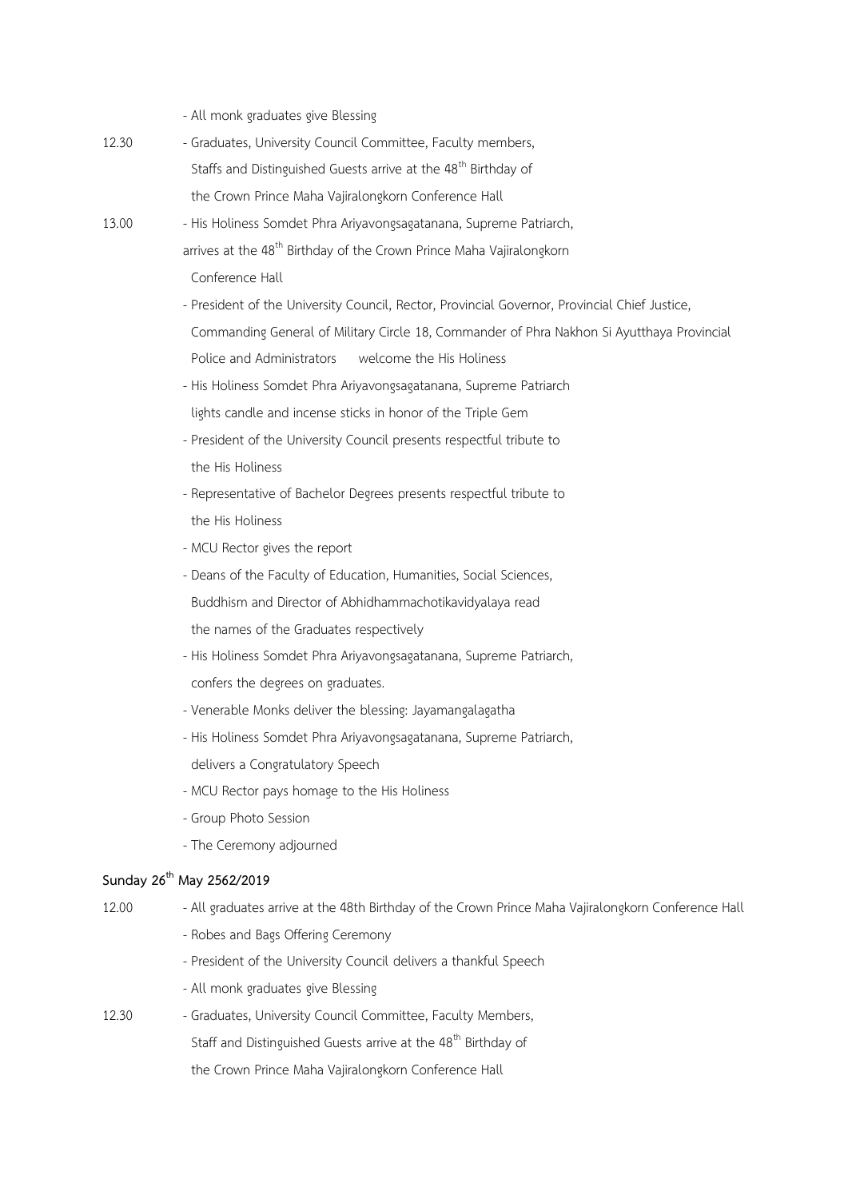- All monk graduates give Blessing

12.30 - Graduates, University Council Committee, Faculty members, Staffs and Distinguished Guests arrive at the 48th Birthday of the Crown Prince Maha Vajiralongkorn Conference Hall

13.00 - His Holiness Somdet Phra Ariyavongsagatanana, Supreme Patriarch, arrives at the 48th Birthday of the Crown Prince Maha Vajiralongkorn Conference Hall

- President of the University Council, Rector, Provincial Governor, Provincial Chief Justice, Commanding General of Military Circle 18, Commander of Phra Nakhon Si Ayutthaya Provincial Police and Administrators welcome the His Holiness
- His Holiness Somdet Phra Ariyavongsagatanana, Supreme Patriarch lights candle and incense sticks in honor of the Triple Gem
- President of the University Council presents respectful tribute to the His Holiness
- Representative of Bachelor Degrees presents respectful tribute to the His Holiness
- MCU Rector gives the report
- Deans of the Faculty of Education, Humanities, Social Sciences, Buddhism and Director of Abhidhammachotikavidyalaya read the names of the Graduates respectively
- His Holiness Somdet Phra Ariyavongsagatanana, Supreme Patriarch, confers the degrees on graduates.
- Venerable Monks deliver the blessing: Jayamangalagatha
- His Holiness Somdet Phra Ariyavongsagatanana, Supreme Patriarch, delivers a Congratulatory Speech
- MCU Rector pays homage to the His Holiness
- Group Photo Session
- The Ceremony adjourned

**Sunday 26th May 2562/2019**

12.00 - All graduates arrive at the 48th Birthday of the Crown Prince Maha Vajiralongkorn Conference Hall

- Robes and Bags Offering Ceremony
- President of the University Council delivers a thankful Speech
- All monk graduates give Blessing

12.30 - Graduates, University Council Committee, Faculty Members, Staff and Distinguished Guests arrive at the 48th Birthday of the Crown Prince Maha Vajiralongkorn Conference Hall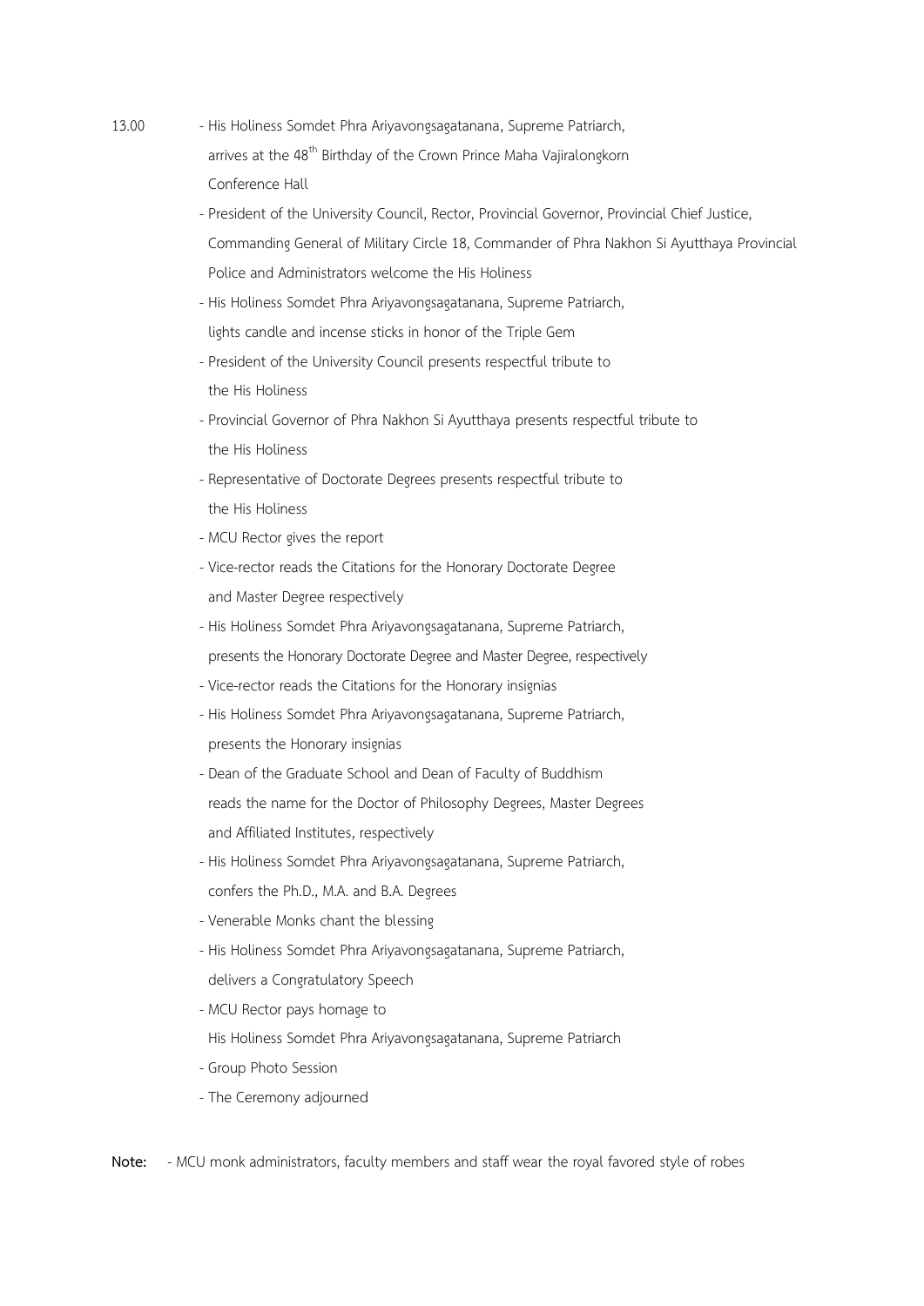13.00

- His Holiness Somdet Phra Ariyavongsagatanana, Supreme Patriarch, arrives at the 48th Birthday of the Crown Prince Maha Vajiralongkorn Conference Hall
- President of the University Council, Rector, Provincial Governor, Provincial Chief Justice, Commanding General of Military Circle 18, Commander of Phra Nakhon Si Ayutthaya Provincial Police and Administrators welcome the His Holiness
- His Holiness Somdet Phra Ariyavongsagatanana, Supreme Patriarch, lights candle and incense sticks in honor of the Triple Gem
- President of the University Council presents respectful tribute to the His Holiness
- Provincial Governor of Phra Nakhon Si Ayutthaya presents respectful tribute to the His Holiness
- Representative of Doctorate Degrees presents respectful tribute to the His Holiness
- MCU Rector gives the report
- Vice-rector reads the Citations for the Honorary Doctorate Degree and Master Degree respectively
- His Holiness Somdet Phra Ariyavongsagatanana, Supreme Patriarch, presents the Honorary Doctorate Degree and Master Degree, respectively
- Vice-rector reads the Citations for the Honorary insignias
- His Holiness Somdet Phra Ariyavongsagatanana, Supreme Patriarch, presents the Honorary insignias
- Dean of the Graduate School and Dean of Faculty of Buddhism reads the name for the Doctor of Philosophy Degrees, Master Degrees and Affiliated Institutes, respectively
- His Holiness Somdet Phra Ariyavongsagatanana, Supreme Patriarch, confers the Ph.D., M.A. and B.A. Degrees
- Venerable Monks chant the blessing
- His Holiness Somdet Phra Ariyavongsagatanana, Supreme Patriarch, delivers a Congratulatory Speech
- MCU Rector pays homage to His Holiness Somdet Phra Ariyavongsagatanana, Supreme Patriarch
- Group Photo Session
- The Ceremony adjourned

**Note:** - MCU monk administrators, faculty members and staff wear the royal favored style of robes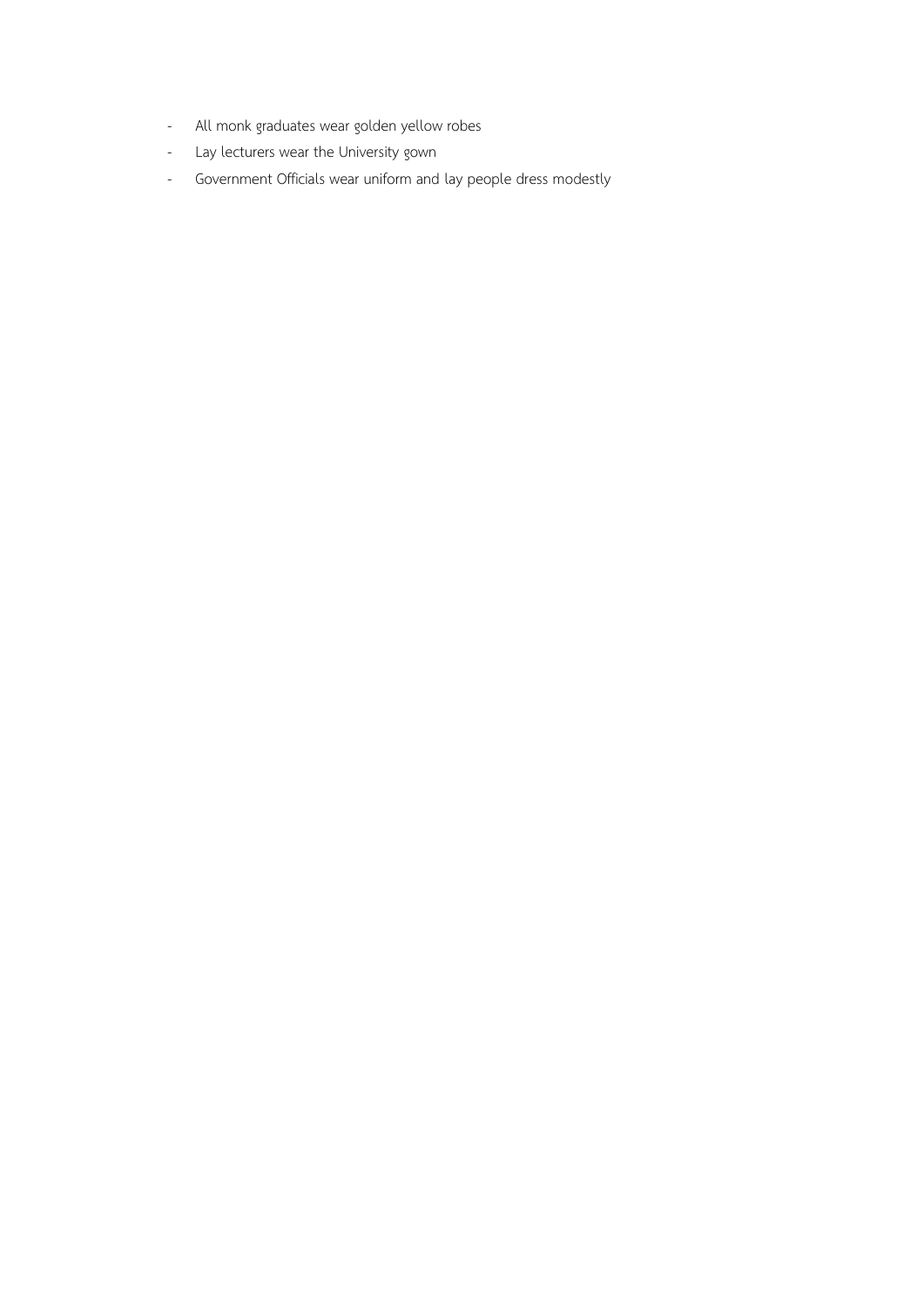- All monk graduates wear golden yellow robes
- Lay lecturers wear the University gown
- Government Officials wear uniform and lay people dress modestly